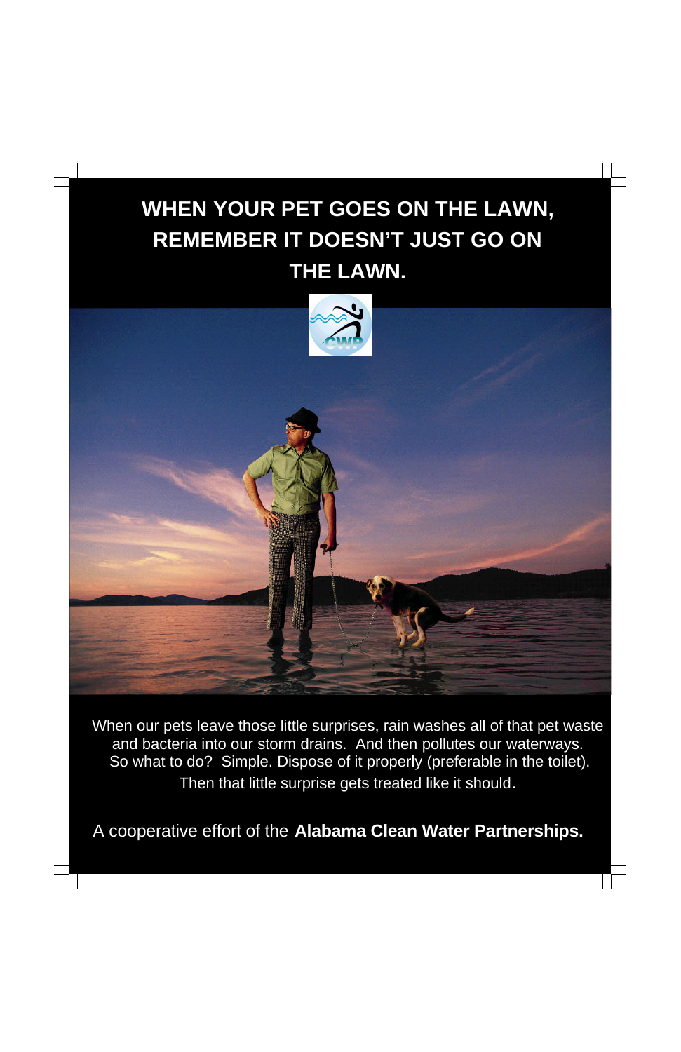# WHEN YOUR PET GOES ON THE LAWN, REMEMBER IT DOESN'T JUST GO ON THE LAWN.

When our pets leave those little surprises, rain washes all of that pet waste and bacteria into our storm drains. And then pollutes our waterways. So what to do? Simple. Dispose of it properly (preferable in the toilet). Then that little surprise gets treated like it should.

A cooperative effort of the **Alabama Clean Water Partnerships.**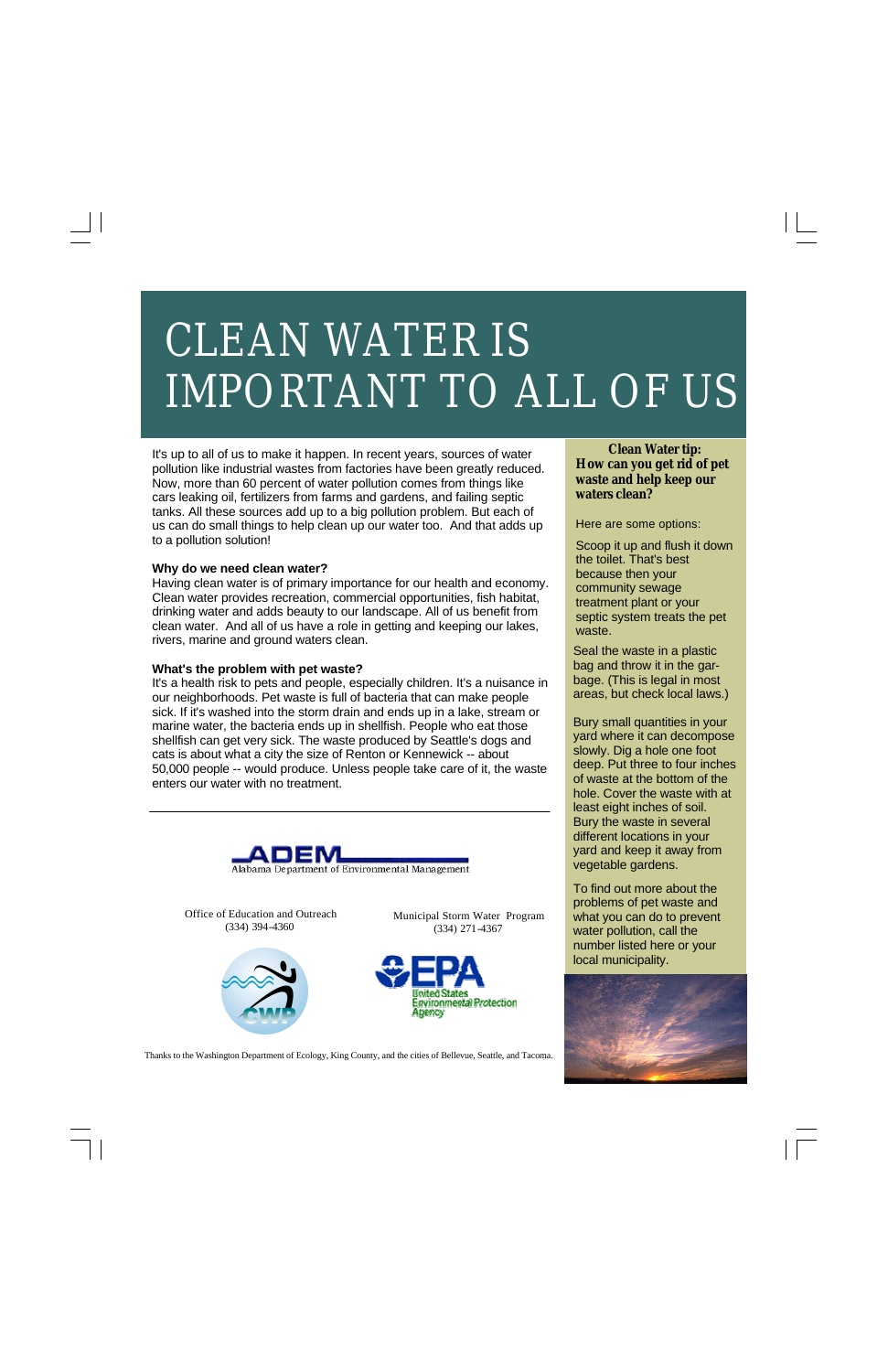# CLEAN WATER IS IMPORTANT TO ALL OF US

It's up to all of us to make it happen. In recent years, sources of water pollution like industrial wastes from factories have been greatly reduced. Now, more than 60 percent of water pollution comes from things like cars leaking oil, fertilizers from farms and gardens, and failing septic tanks. All these sources add up to a big pollution problem. But each of us can do small things to help clean up our water too. And that adds up to a pollution solution!

### Why do we need clean water?

Having clean water is of primary importance for our health and economy. Clean water provides recreation, commercial opportunities, fish habitat, drinking water and adds beauty to our landscape. All of us benefit from clean water. And all of us have a role in getting and keeping our lakes, rivers, marine and ground waters clean.

### What's the problem with pet waste?

It's a health risk to pets and people, especially children. It's a nuisance in our neighborhoods. Pet waste is full of bacteria that can make people sick. If it's washed into the storm drain and ends up in a lake, stream or marine water, the bacteria ends up in shellfish. People who eat those shellfish can get very sick. The waste produced by Seattle's dogs and cats is about what a city the size of Renton or Kennewick -- about 50,000 people -- would produce. Unless people take care of it, the waste enters our water with no treatment.

---

ADEM
Alabama Department of Environmental Management

Office of Education and Outreach
(334) 394-4360

Municipal Storm Water Program
(334) 271-4367

CWP

EPA
United States Environmental Protection Agency

Thanks to the Washington Department of Ecology, King County, and the cities of Bellevue, Seattle, and Tacoma.

### Clean Water tip: How can you get rid of pet waste and help keep our waters clean?

Here are some options:

Scoop it up and flush it down the toilet. That's best because then your community sewage treatment plant or your septic system treats the pet waste.

Seal the waste in a plastic bag and throw it in the garbage. (This is legal in most areas, but check local laws.)

Bury small quantities in your yard where it can decompose slowly. Dig a hole one foot deep. Put three to four inches of waste at the bottom of the hole. Cover the waste with at least eight inches of soil. Bury the waste in several different locations in your yard and keep it away from vegetable gardens.

To find out more about the problems of pet waste and what you can do to prevent water pollution, call the number listed here or your local municipality.